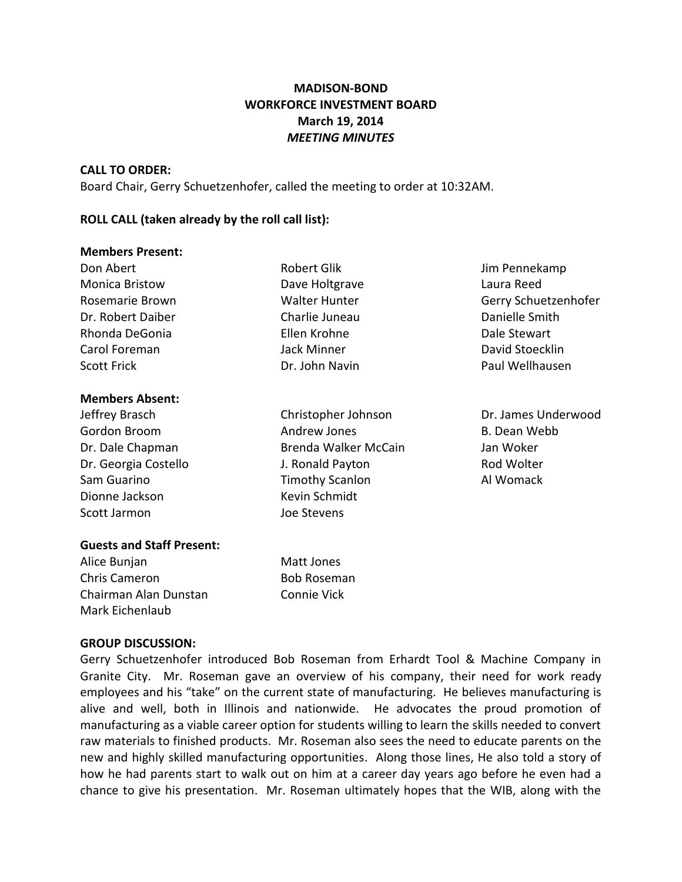**MADISON-BOND**
**WORKFORCE INVESTMENT BOARD**
**March 19, 2014**
***MEETING MINUTES***

**CALL TO ORDER:**
Board Chair, Gerry Schuetzenhofer, called the meeting to order at 10:32AM.

**ROLL CALL (taken already by the roll call list):**

**Members Present:**

Don Abert
Monica Bristow
Rosemarie Brown
Dr. Robert Daiber
Rhonda DeGonia
Carol Foreman
Scott Frick
Robert Glik
Dave Holtgrave
Walter Hunter
Charlie Juneau
Ellen Krohne
Jack Minner
Dr. John Navin
Jim Pennekamp
Laura Reed
Gerry Schuetzenhofer
Danielle Smith
Dale Stewart
David Stoecklin
Paul Wellhausen

**Members Absent:**

Jeffrey Brasch
Gordon Broom
Dr. Dale Chapman
Dr. Georgia Costello
Sam Guarino
Dionne Jackson
Scott Jarmon
Christopher Johnson
Andrew Jones
Brenda Walker McCain
J. Ronald Payton
Timothy Scanlon
Kevin Schmidt
Joe Stevens
Dr. James Underwood
B. Dean Webb
Jan Woker
Rod Wolter
Al Womack

**Guests and Staff Present:**

Alice Bunjan
Chris Cameron
Chairman Alan Dunstan
Mark Eichenlaub
Matt Jones
Bob Roseman
Connie Vick

**GROUP DISCUSSION:**
Gerry Schuetzenhofer introduced Bob Roseman from Erhardt Tool & Machine Company in Granite City. Mr. Roseman gave an overview of his company, their need for work ready employees and his "take" on the current state of manufacturing. He believes manufacturing is alive and well, both in Illinois and nationwide. He advocates the proud promotion of manufacturing as a viable career option for students willing to learn the skills needed to convert raw materials to finished products. Mr. Roseman also sees the need to educate parents on the new and highly skilled manufacturing opportunities. Along those lines, He also told a story of how he had parents start to walk out on him at a career day years ago before he even had a chance to give his presentation. Mr. Roseman ultimately hopes that the WIB, along with the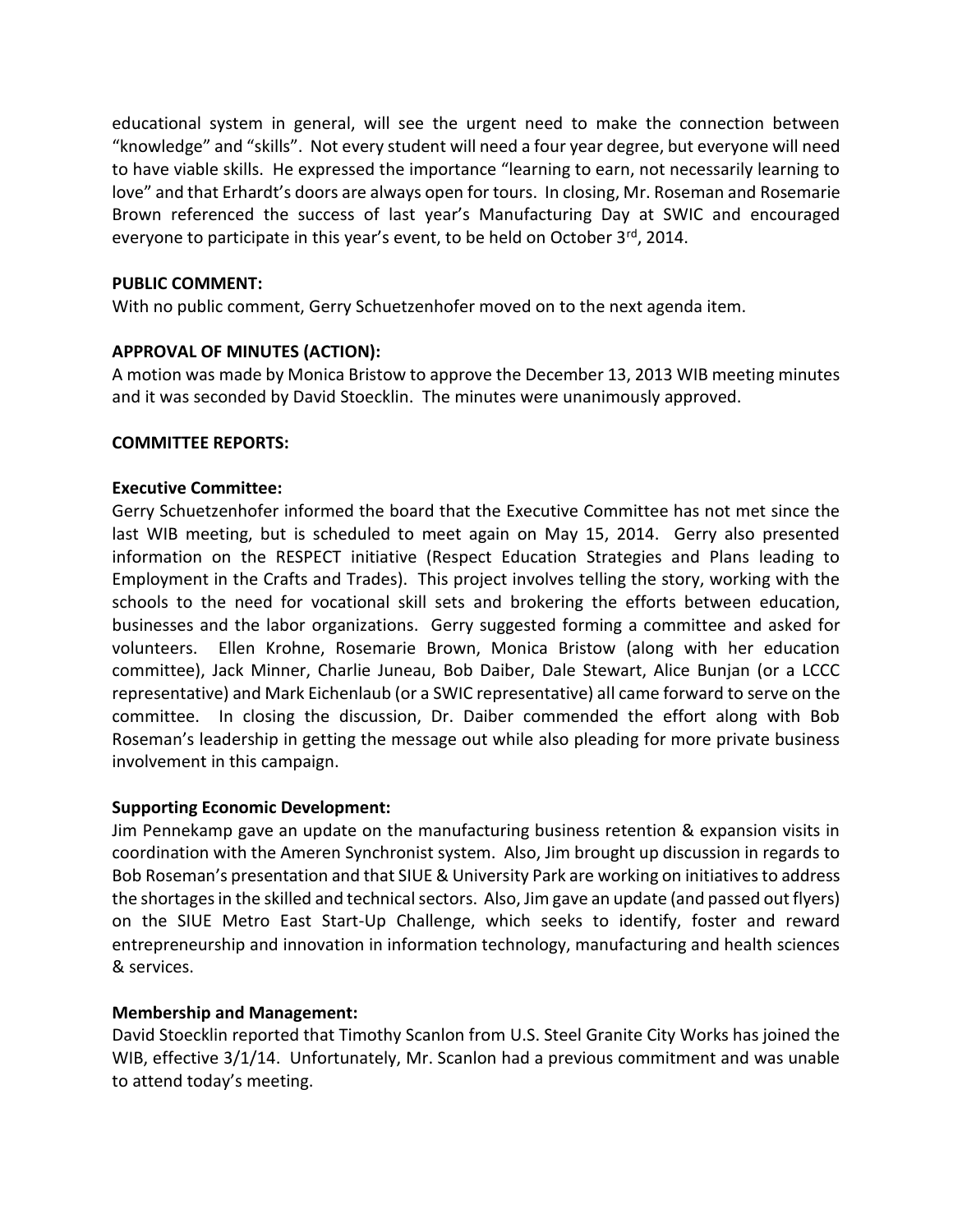educational system in general, will see the urgent need to make the connection between "knowledge" and "skills". Not every student will need a four year degree, but everyone will need to have viable skills. He expressed the importance "learning to earn, not necessarily learning to love" and that Erhardt's doors are always open for tours. In closing, Mr. Roseman and Rosemarie Brown referenced the success of last year's Manufacturing Day at SWIC and encouraged everyone to participate in this year's event, to be held on October 3rd, 2014.

**PUBLIC COMMENT:**

With no public comment, Gerry Schuetzenhofer moved on to the next agenda item.

**APPROVAL OF MINUTES (ACTION):**

A motion was made by Monica Bristow to approve the December 13, 2013 WIB meeting minutes and it was seconded by David Stoecklin. The minutes were unanimously approved.

**COMMITTEE REPORTS:**

**Executive Committee:**

Gerry Schuetzenhofer informed the board that the Executive Committee has not met since the last WIB meeting, but is scheduled to meet again on May 15, 2014. Gerry also presented information on the RESPECT initiative (Respect Education Strategies and Plans leading to Employment in the Crafts and Trades). This project involves telling the story, working with the schools to the need for vocational skill sets and brokering the efforts between education, businesses and the labor organizations. Gerry suggested forming a committee and asked for volunteers. Ellen Krohne, Rosemarie Brown, Monica Bristow (along with her education committee), Jack Minner, Charlie Juneau, Bob Daiber, Dale Stewart, Alice Bunjan (or a LCCC representative) and Mark Eichenlaub (or a SWIC representative) all came forward to serve on the committee. In closing the discussion, Dr. Daiber commended the effort along with Bob Roseman's leadership in getting the message out while also pleading for more private business involvement in this campaign.

**Supporting Economic Development:**

Jim Pennekamp gave an update on the manufacturing business retention & expansion visits in coordination with the Ameren Synchronist system. Also, Jim brought up discussion in regards to Bob Roseman's presentation and that SIUE & University Park are working on initiatives to address the shortages in the skilled and technical sectors. Also, Jim gave an update (and passed out flyers) on the SIUE Metro East Start-Up Challenge, which seeks to identify, foster and reward entrepreneurship and innovation in information technology, manufacturing and health sciences & services.

**Membership and Management:**

David Stoecklin reported that Timothy Scanlon from U.S. Steel Granite City Works has joined the WIB, effective 3/1/14. Unfortunately, Mr. Scanlon had a previous commitment and was unable to attend today's meeting.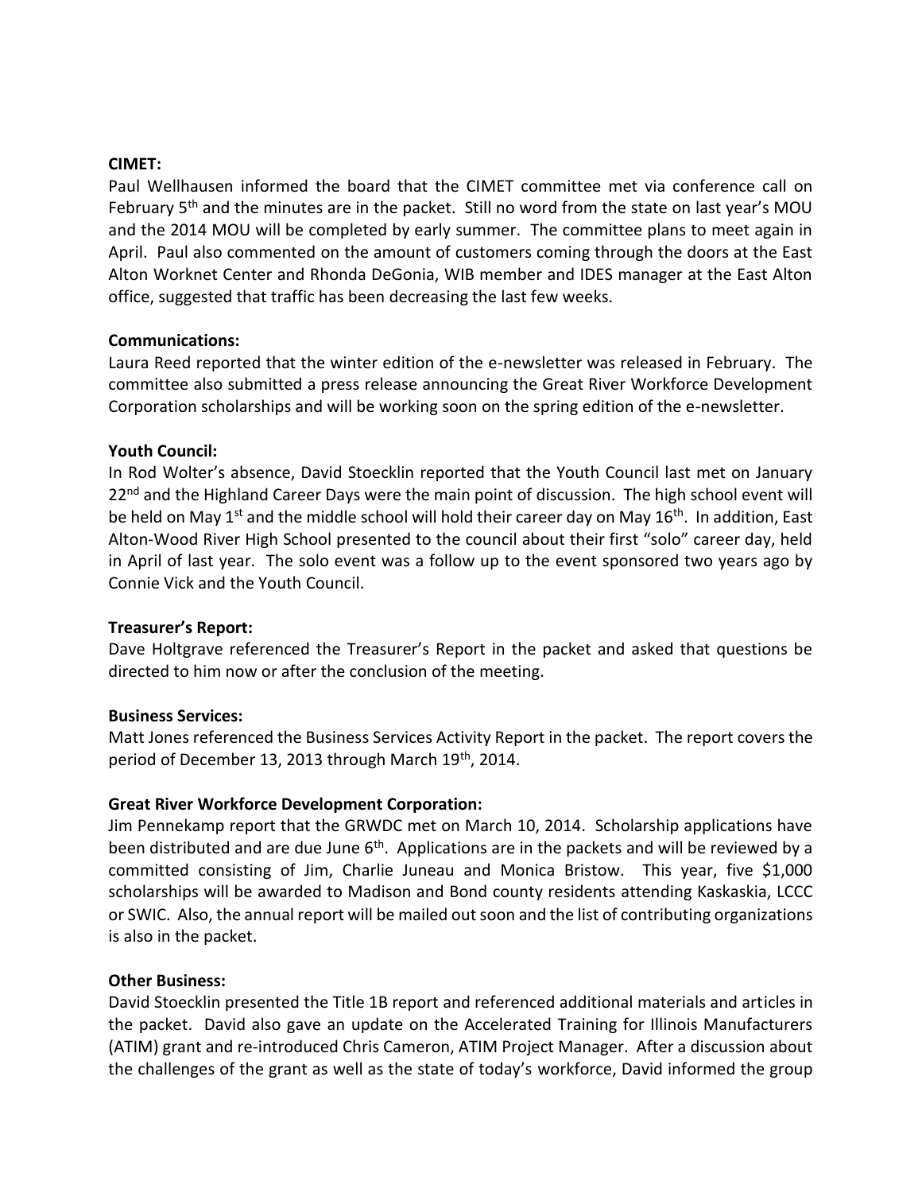**CIMET:**
Paul Wellhausen informed the board that the CIMET committee met via conference call on February 5th and the minutes are in the packet. Still no word from the state on last year's MOU and the 2014 MOU will be completed by early summer. The committee plans to meet again in April. Paul also commented on the amount of customers coming through the doors at the East Alton Worknet Center and Rhonda DeGonia, WIB member and IDES manager at the East Alton office, suggested that traffic has been decreasing the last few weeks.

**Communications:**
Laura Reed reported that the winter edition of the e-newsletter was released in February. The committee also submitted a press release announcing the Great River Workforce Development Corporation scholarships and will be working soon on the spring edition of the e-newsletter.

**Youth Council:**
In Rod Wolter's absence, David Stoecklin reported that the Youth Council last met on January 22nd and the Highland Career Days were the main point of discussion. The high school event will be held on May 1st and the middle school will hold their career day on May 16th. In addition, East Alton-Wood River High School presented to the council about their first "solo" career day, held in April of last year. The solo event was a follow up to the event sponsored two years ago by Connie Vick and the Youth Council.

**Treasurer's Report:**
Dave Holtgrave referenced the Treasurer's Report in the packet and asked that questions be directed to him now or after the conclusion of the meeting.

**Business Services:**
Matt Jones referenced the Business Services Activity Report in the packet. The report covers the period of December 13, 2013 through March 19th, 2014.

**Great River Workforce Development Corporation:**
Jim Pennekamp report that the GRWDC met on March 10, 2014. Scholarship applications have been distributed and are due June 6th. Applications are in the packets and will be reviewed by a committed consisting of Jim, Charlie Juneau and Monica Bristow. This year, five $1,000 scholarships will be awarded to Madison and Bond county residents attending Kaskaskia, LCCC or SWIC. Also, the annual report will be mailed out soon and the list of contributing organizations is also in the packet.

**Other Business:**
David Stoecklin presented the Title 1B report and referenced additional materials and articles in the packet. David also gave an update on the Accelerated Training for Illinois Manufacturers (ATIM) grant and re-introduced Chris Cameron, ATIM Project Manager. After a discussion about the challenges of the grant as well as the state of today's workforce, David informed the group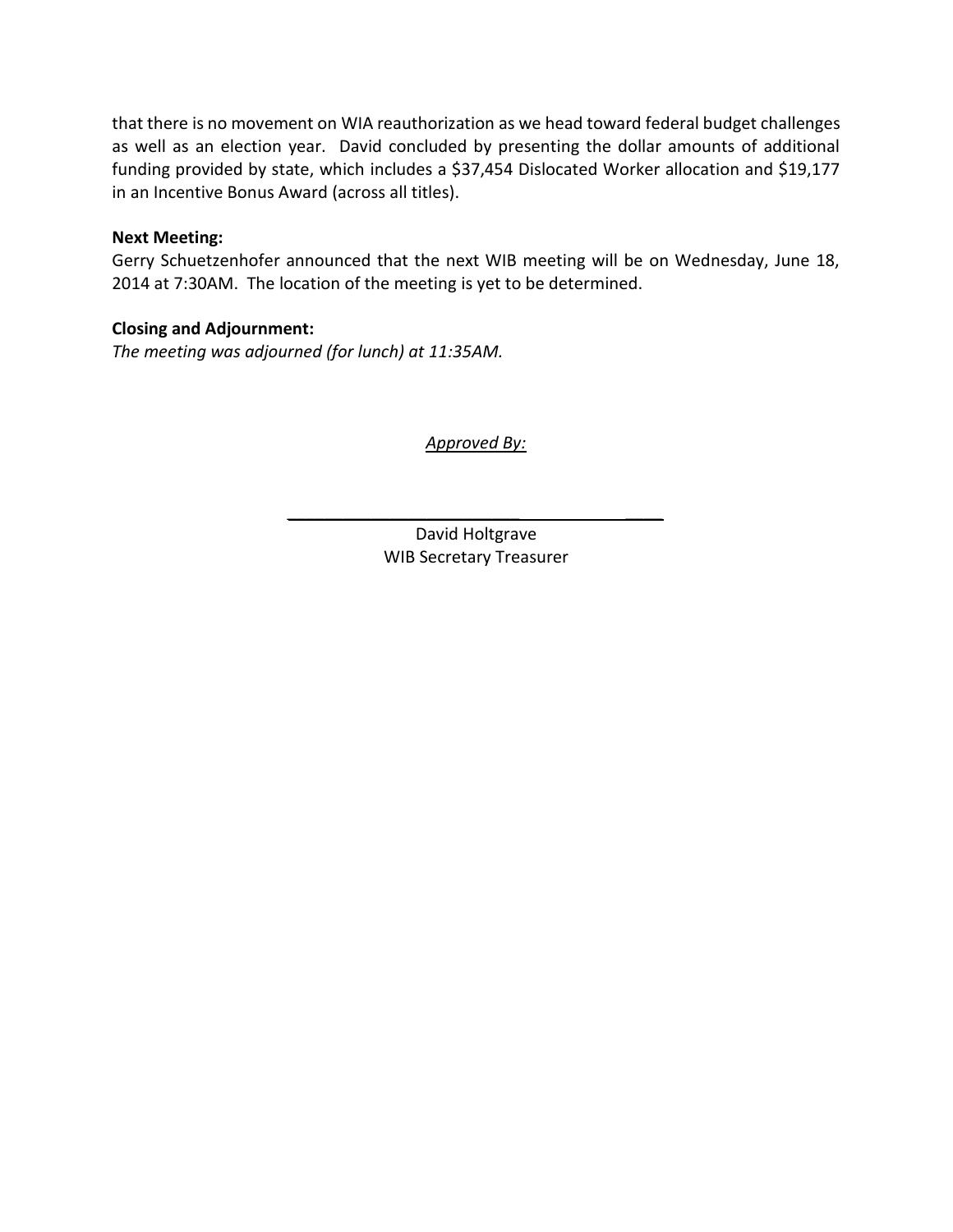that there is no movement on WIA reauthorization as we head toward federal budget challenges as well as an election year. David concluded by presenting the dollar amounts of additional funding provided by state, which includes a $37,454 Dislocated Worker allocation and $19,177 in an Incentive Bonus Award (across all titles).

**Next Meeting:**
Gerry Schuetzenhofer announced that the next WIB meeting will be on Wednesday, June 18, 2014 at 7:30AM. The location of the meeting is yet to be determined.

**Closing and Adjournment:**
*The meeting was adjourned (for lunch) at 11:35AM.*

*Approved By:*

\_\_\_\_\_\_\_\_\_\_\_\_\_\_\_\_\_\_\_\_\_\_\_\_\_\_\_\_\_\_\_\_\_\_\_\_

David Holtgrave
WIB Secretary Treasurer